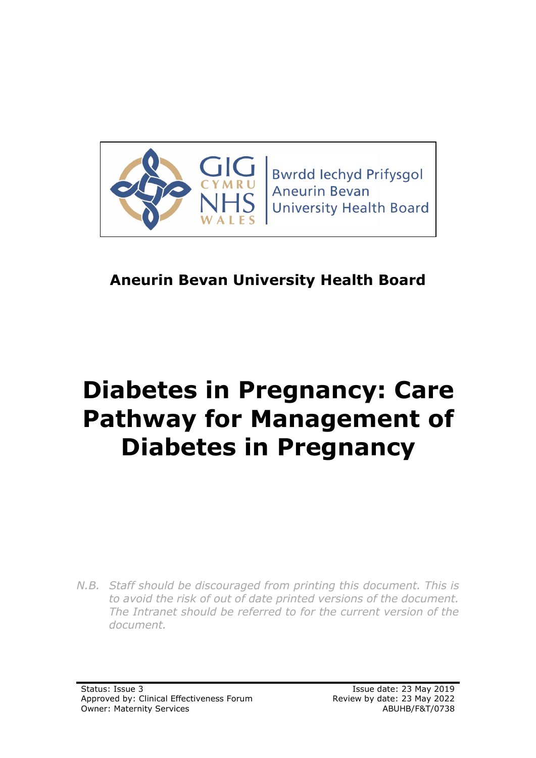Bwrdd Iechyd Prifysgol Aneurin Bevan University Health Board

**Aneurin Bevan University Health Board**

# Diabetes in Pregnancy: Care Pathway for Management of Diabetes in Pregnancy

*N.B. Staff should be discouraged from printing this document. This is to avoid the risk of out of date printed versions of the document. The Intranet should be referred to for the current version of the document.*

Status: Issue 3
Approved by: Clinical Effectiveness Forum
Owner: Maternity Services

Issue date: 23 May 2019
Review by date: 23 May 2022
ABUHB/F&T/0738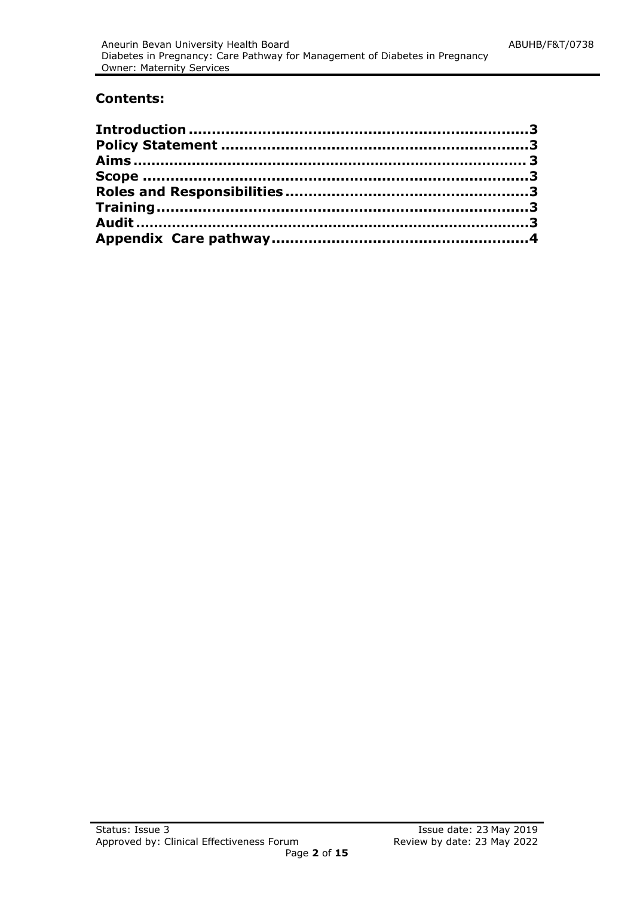## Contents:

**Introduction ........................................................................3**
**Policy Statement ................................................................3**
**Aims ...................................................................................3**
**Scope .................................................................................3**
**Roles and Responsibilities ...................................................3**
**Training ..............................................................................3**
**Audit ...................................................................................3**
**Appendix Care pathway .......................................................4**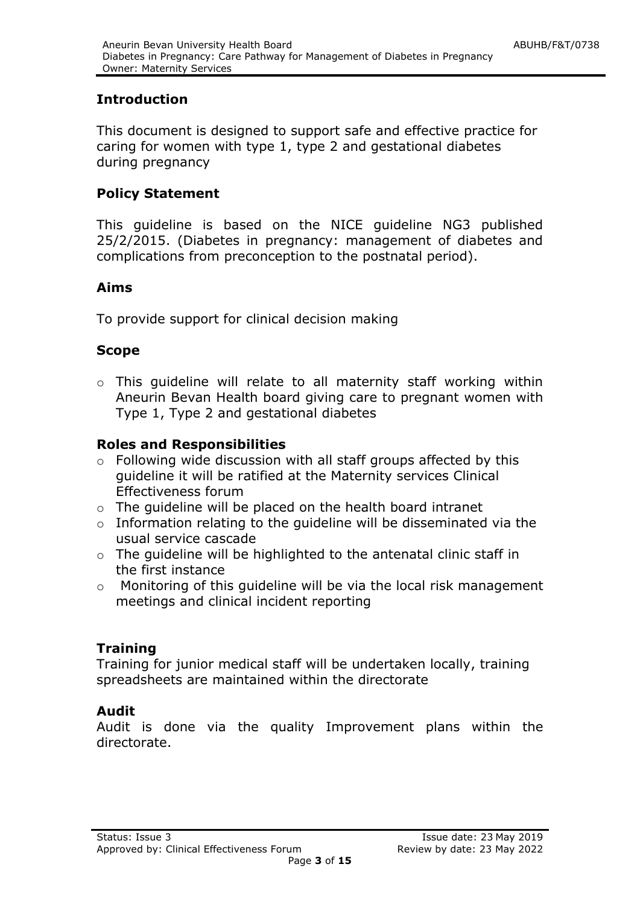## Introduction

This document is designed to support safe and effective practice for caring for women with type 1, type 2 and gestational diabetes during pregnancy

## Policy Statement

This guideline is based on the NICE guideline NG3 published 25/2/2015. (Diabetes in pregnancy: management of diabetes and complications from preconception to the postnatal period).

## Aims

To provide support for clinical decision making

## Scope

- This guideline will relate to all maternity staff working within Aneurin Bevan Health board giving care to pregnant women with Type 1, Type 2 and gestational diabetes

## Roles and Responsibilities

- Following wide discussion with all staff groups affected by this guideline it will be ratified at the Maternity services Clinical Effectiveness forum
- The guideline will be placed on the health board intranet
- Information relating to the guideline will be disseminated via the usual service cascade
- The guideline will be highlighted to the antenatal clinic staff in the first instance
- Monitoring of this guideline will be via the local risk management meetings and clinical incident reporting

## Training

Training for junior medical staff will be undertaken locally, training spreadsheets are maintained within the directorate

## Audit

Audit is done via the quality Improvement plans within the directorate.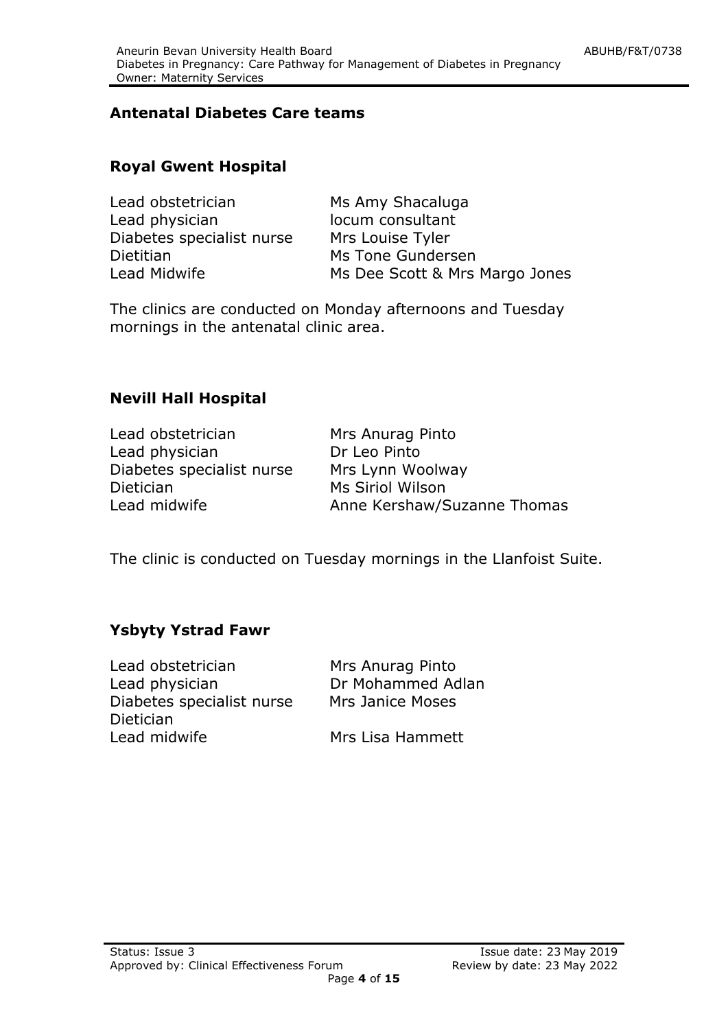## Antenatal Diabetes Care teams

### Royal Gwent Hospital

| | |
|---|---|
| Lead obstetrician | Ms Amy Shacaluga |
| Lead physician | locum consultant |
| Diabetes specialist nurse | Mrs Louise Tyler |
| Dietitian | Ms Tone Gundersen |
| Lead Midwife | Ms Dee Scott & Mrs Margo Jones |

The clinics are conducted on Monday afternoons and Tuesday mornings in the antenatal clinic area.

### Nevill Hall Hospital

| | |
|---|---|
| Lead obstetrician | Mrs Anurag Pinto |
| Lead physician | Dr Leo Pinto |
| Diabetes specialist nurse | Mrs Lynn Woolway |
| Dietician | Ms Siriol Wilson |
| Lead midwife | Anne Kershaw/Suzanne Thomas |

The clinic is conducted on Tuesday mornings in the Llanfoist Suite.

### Ysbyty Ystrad Fawr

| | |
|---|---|
| Lead obstetrician | Mrs Anurag Pinto |
| Lead physician | Dr Mohammed Adlan |
| Diabetes specialist nurse | Mrs Janice Moses |
| Dietician | |
| Lead midwife | Mrs Lisa Hammett |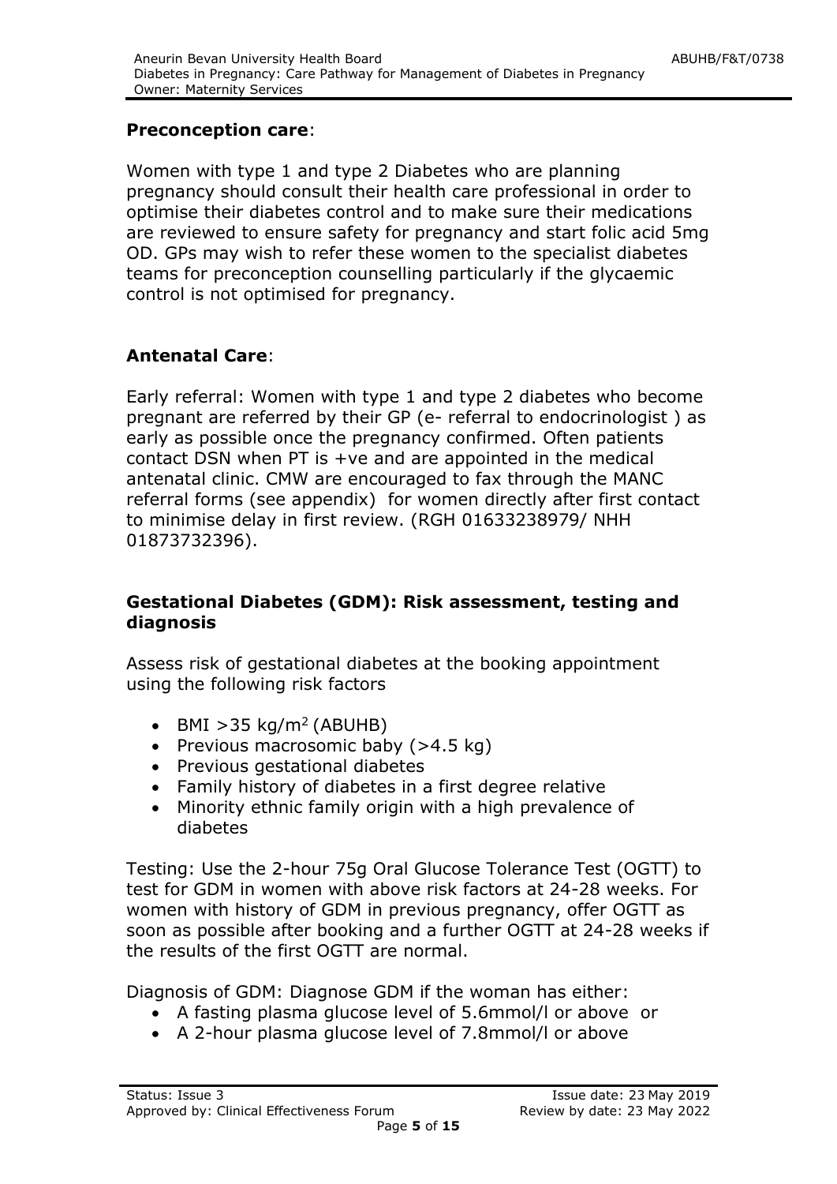**Preconception care**:

Women with type 1 and type 2 Diabetes who are planning pregnancy should consult their health care professional in order to optimise their diabetes control and to make sure their medications are reviewed to ensure safety for pregnancy and start folic acid 5mg OD. GPs may wish to refer these women to the specialist diabetes teams for preconception counselling particularly if the glycaemic control is not optimised for pregnancy.

**Antenatal Care**:

Early referral: Women with type 1 and type 2 diabetes who become pregnant are referred by their GP (e- referral to endocrinologist ) as early as possible once the pregnancy confirmed. Often patients contact DSN when PT is +ve and are appointed in the medical antenatal clinic. CMW are encouraged to fax through the MANC referral forms (see appendix) for women directly after first contact to minimise delay in first review. (RGH 01633238979/ NHH 01873732396).

**Gestational Diabetes (GDM): Risk assessment, testing and diagnosis**

Assess risk of gestational diabetes at the booking appointment using the following risk factors

- BMI >35 kg/m$^2$ (ABUHB)
- Previous macrosomic baby (>4.5 kg)
- Previous gestational diabetes
- Family history of diabetes in a first degree relative
- Minority ethnic family origin with a high prevalence of diabetes

Testing: Use the 2-hour 75g Oral Glucose Tolerance Test (OGTT) to test for GDM in women with above risk factors at 24-28 weeks. For women with history of GDM in previous pregnancy, offer OGTT as soon as possible after booking and a further OGTT at 24-28 weeks if the results of the first OGTT are normal.

Diagnosis of GDM: Diagnose GDM if the woman has either:

- A fasting plasma glucose level of 5.6mmol/l or above or
- A 2-hour plasma glucose level of 7.8mmol/l or above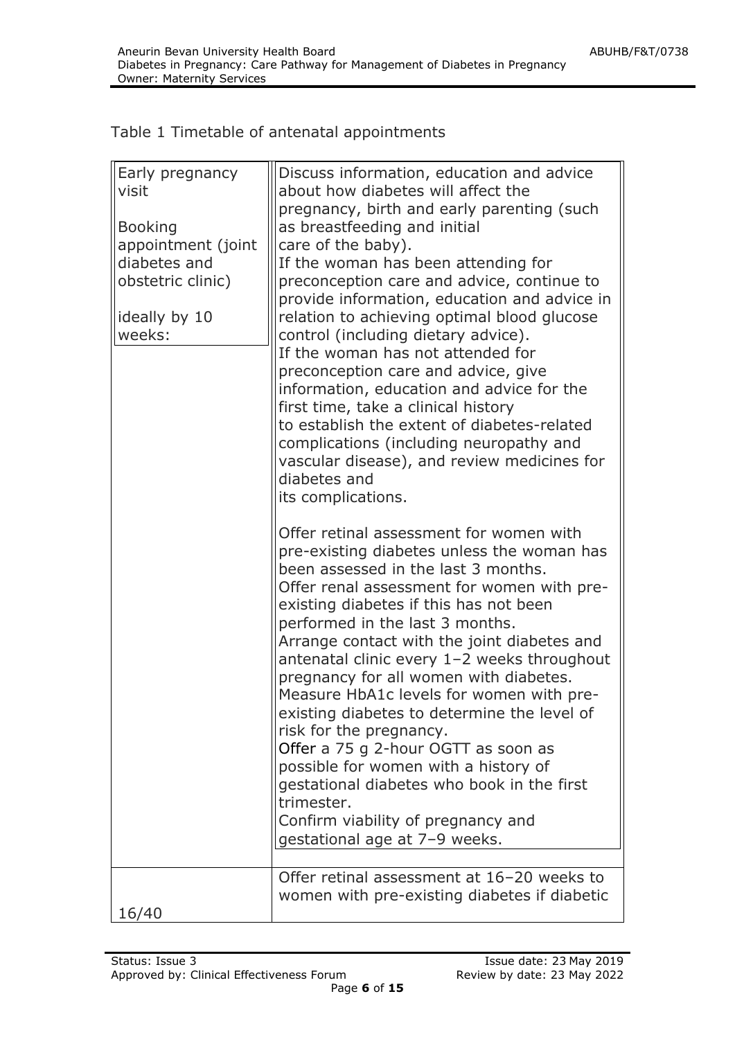Table 1 Timetable of antenatal appointments

| | |
|---|---|
| Early pregnancy visit<br><br>Booking appointment (joint diabetes and obstetric clinic)<br><br>ideally by 10 weeks: | Discuss information, education and advice about how diabetes will affect the pregnancy, birth and early parenting (such as breastfeeding and initial care of the baby).<br>If the woman has been attending for preconception care and advice, continue to provide information, education and advice in relation to achieving optimal blood glucose control (including dietary advice).<br>If the woman has not attended for preconception care and advice, give information, education and advice for the first time, take a clinical history to establish the extent of diabetes-related complications (including neuropathy and vascular disease), and review medicines for diabetes and its complications.<br><br>Offer retinal assessment for women with pre-existing diabetes unless the woman has been assessed in the last 3 months.<br>Offer renal assessment for women with pre-existing diabetes if this has not been performed in the last 3 months.<br>Arrange contact with the joint diabetes and antenatal clinic every 1–2 weeks throughout pregnancy for all women with diabetes.<br>Measure HbA1c levels for women with pre-existing diabetes to determine the level of risk for the pregnancy.<br>Offer a 75 g 2-hour OGTT as soon as possible for women with a history of gestational diabetes who book in the first trimester.<br>Confirm viability of pregnancy and gestational age at 7–9 weeks. |
| 16/40 | Offer retinal assessment at 16–20 weeks to women with pre-existing diabetes if diabetic |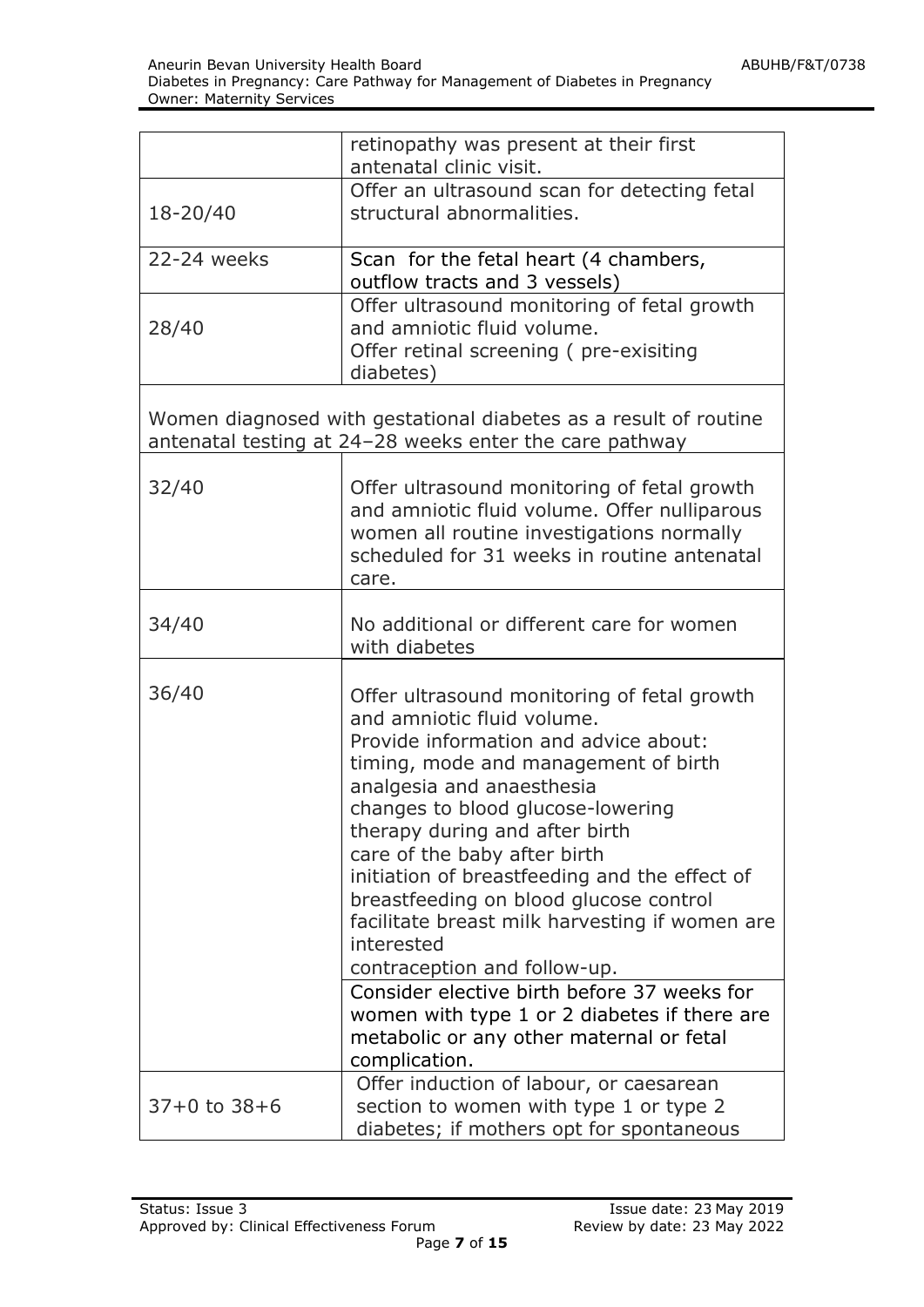|  |  |
|---|---|
|  | retinopathy was present at their first antenatal clinic visit. |
| 18-20/40 | Offer an ultrasound scan for detecting fetal structural abnormalities. |
| 22-24 weeks | Scan for the fetal heart (4 chambers, outflow tracts and 3 vessels) |
| 28/40 | Offer ultrasound monitoring of fetal growth and amniotic fluid volume.<br>Offer retinal screening ( pre-exisiting diabetes) |
| Women diagnosed with gestational diabetes as a result of routine antenatal testing at 24–28 weeks enter the care pathway | |
| 32/40 | Offer ultrasound monitoring of fetal growth and amniotic fluid volume. Offer nulliparous women all routine investigations normally scheduled for 31 weeks in routine antenatal care. |
| 34/40 | No additional or different care for women with diabetes |
| 36/40 | Offer ultrasound monitoring of fetal growth and amniotic fluid volume.<br>Provide information and advice about:<br>timing, mode and management of birth<br>analgesia and anaesthesia<br>changes to blood glucose-lowering therapy during and after birth<br>care of the baby after birth<br>initiation of breastfeeding and the effect of breastfeeding on blood glucose control<br>facilitate breast milk harvesting if women are interested<br>contraception and follow-up.<br>Consider elective birth before 37 weeks for women with type 1 or 2 diabetes if there are metabolic or any other maternal or fetal complication. |
| 37+0 to 38+6 | Offer induction of labour, or caesarean section to women with type 1 or type 2 diabetes; if mothers opt for spontaneous |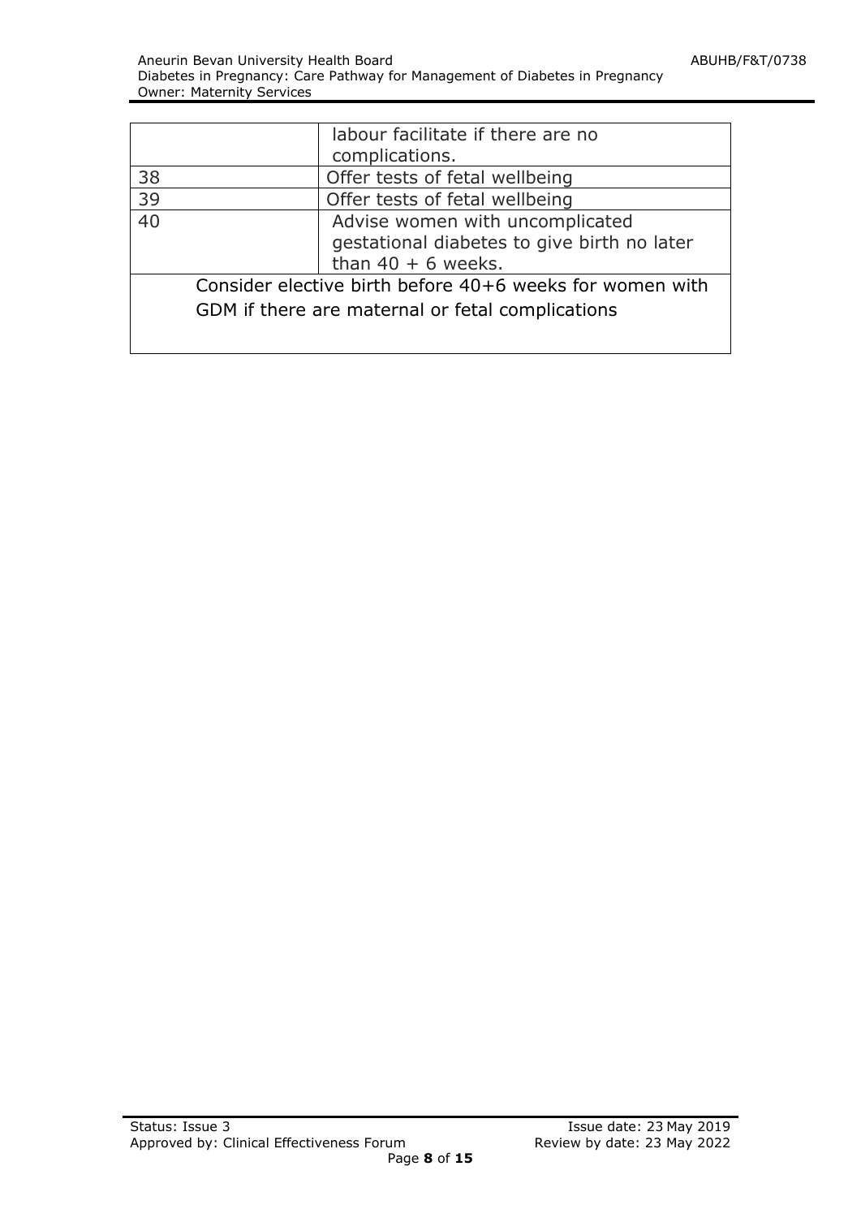| | |
|---|---|
| | labour facilitate if there are no complications. |
| 38 | Offer tests of fetal wellbeing |
| 39 | Offer tests of fetal wellbeing |
| 40 | Advise women with uncomplicated gestational diabetes to give birth no later than 40 + 6 weeks. |
| Consider elective birth before 40+6 weeks for women with GDM if there are maternal or fetal complications | |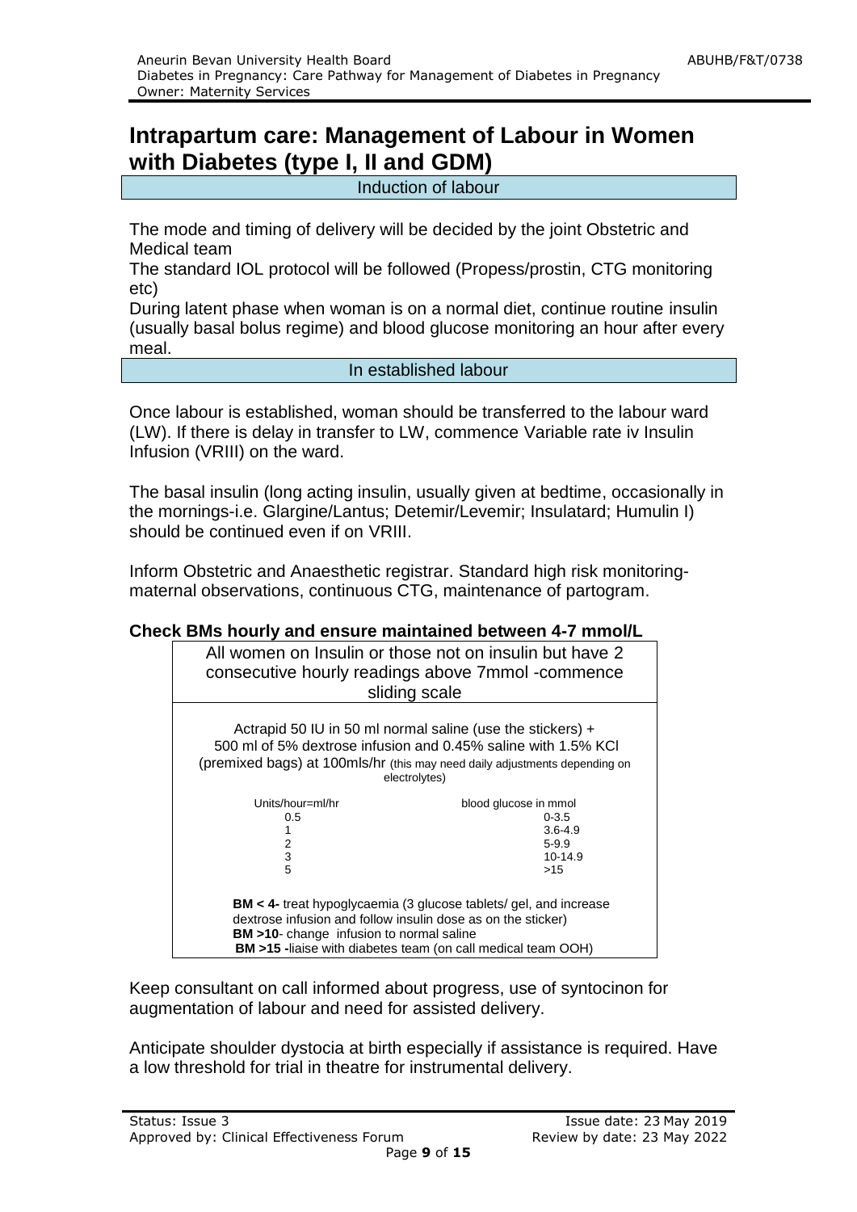# Intrapartum care: Management of Labour in Women with Diabetes (type I, II and GDM)

## Induction of labour

The mode and timing of delivery will be decided by the joint Obstetric and Medical team

The standard IOL protocol will be followed (Propess/prostin, CTG monitoring etc)

During latent phase when woman is on a normal diet, continue routine insulin (usually basal bolus regime) and blood glucose monitoring an hour after every meal.

## In established labour

Once labour is established, woman should be transferred to the labour ward (LW). If there is delay in transfer to LW, commence Variable rate iv Insulin Infusion (VRIII) on the ward.

The basal insulin (long acting insulin, usually given at bedtime, occasionally in the mornings-i.e. Glargine/Lantus; Detemir/Levemir; Insulatard; Humulin I) should be continued even if on VRIII.

Inform Obstetric and Anaesthetic registrar. Standard high risk monitoring-maternal observations, continuous CTG, maintenance of partogram.

**Check BMs hourly and ensure maintained between 4-7 mmol/L**

All women on Insulin or those not on insulin but have 2 consecutive hourly readings above 7mmol -commence sliding scale

Actrapid 50 IU in 50 ml normal saline (use the stickers) + 500 ml of 5% dextrose infusion and 0.45% saline with 1.5% KCl (premixed bags) at 100mls/hr (this may need daily adjustments depending on electrolytes)

| Units/hour=ml/hr | blood glucose in mmol |
|---|---|
| 0.5 | 0-3.5 |
| 1 | 3.6-4.9 |
| 2 | 5-9.9 |
| 3 | 10-14.9 |
| 5 | >15 |

**BM < 4-** treat hypoglycaemia (3 glucose tablets/ gel, and increase dextrose infusion and follow insulin dose as on the sticker)
**BM >10**- change infusion to normal saline
**BM >15 -**liaise with diabetes team (on call medical team OOH)

Keep consultant on call informed about progress, use of syntocinon for augmentation of labour and need for assisted delivery.

Anticipate shoulder dystocia at birth especially if assistance is required. Have a low threshold for trial in theatre for instrumental delivery.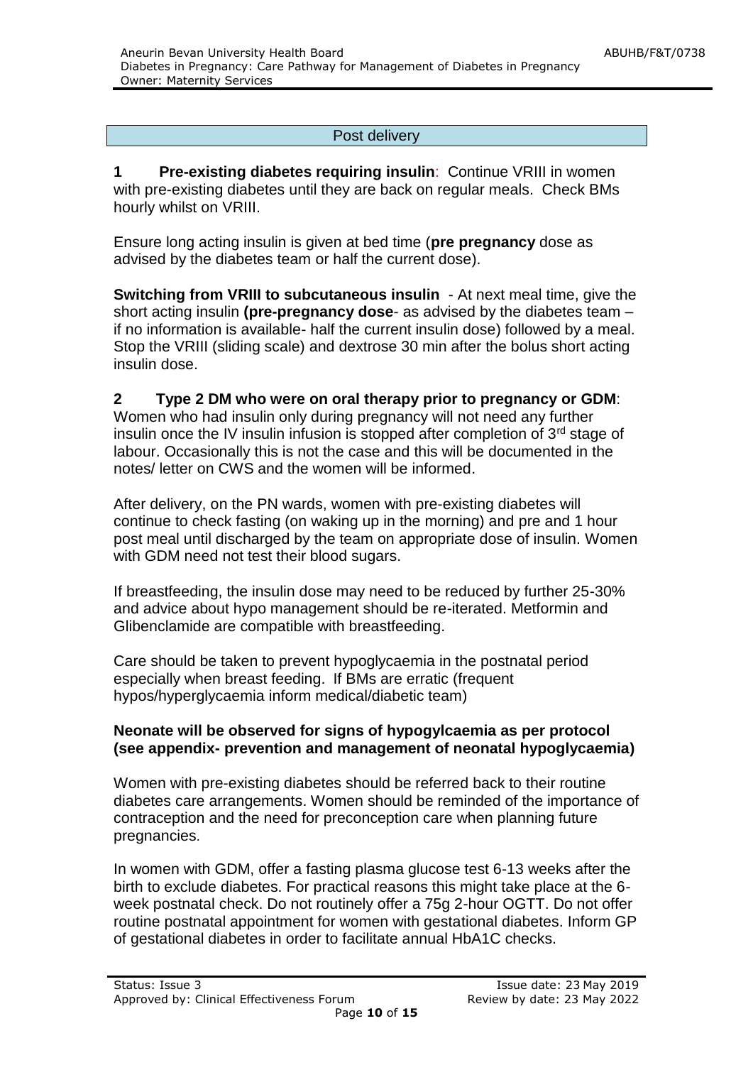## Post delivery

**1 Pre-existing diabetes requiring insulin**: Continue VRIII in women with pre-existing diabetes until they are back on regular meals. Check BMs hourly whilst on VRIII.

Ensure long acting insulin is given at bed time (**pre pregnancy** dose as advised by the diabetes team or half the current dose).

**Switching from VRIII to subcutaneous insulin** - At next meal time, give the short acting insulin **(pre-pregnancy dose**- as advised by the diabetes team – if no information is available- half the current insulin dose) followed by a meal. Stop the VRIII (sliding scale) and dextrose 30 min after the bolus short acting insulin dose.

**2 Type 2 DM who were on oral therapy prior to pregnancy or GDM**: Women who had insulin only during pregnancy will not need any further insulin once the IV insulin infusion is stopped after completion of 3rd stage of labour. Occasionally this is not the case and this will be documented in the notes/ letter on CWS and the women will be informed.

After delivery, on the PN wards, women with pre-existing diabetes will continue to check fasting (on waking up in the morning) and pre and 1 hour post meal until discharged by the team on appropriate dose of insulin. Women with GDM need not test their blood sugars.

If breastfeeding, the insulin dose may need to be reduced by further 25-30% and advice about hypo management should be re-iterated. Metformin and Glibenclamide are compatible with breastfeeding.

Care should be taken to prevent hypoglycaemia in the postnatal period especially when breast feeding. If BMs are erratic (frequent hypos/hyperglycaemia inform medical/diabetic team)

**Neonate will be observed for signs of hypogylcaemia as per protocol (see appendix- prevention and management of neonatal hypoglycaemia)**

Women with pre-existing diabetes should be referred back to their routine diabetes care arrangements. Women should be reminded of the importance of contraception and the need for preconception care when planning future pregnancies.

In women with GDM, offer a fasting plasma glucose test 6-13 weeks after the birth to exclude diabetes. For practical reasons this might take place at the 6-week postnatal check. Do not routinely offer a 75g 2-hour OGTT. Do not offer routine postnatal appointment for women with gestational diabetes. Inform GP of gestational diabetes in order to facilitate annual HbA1C checks.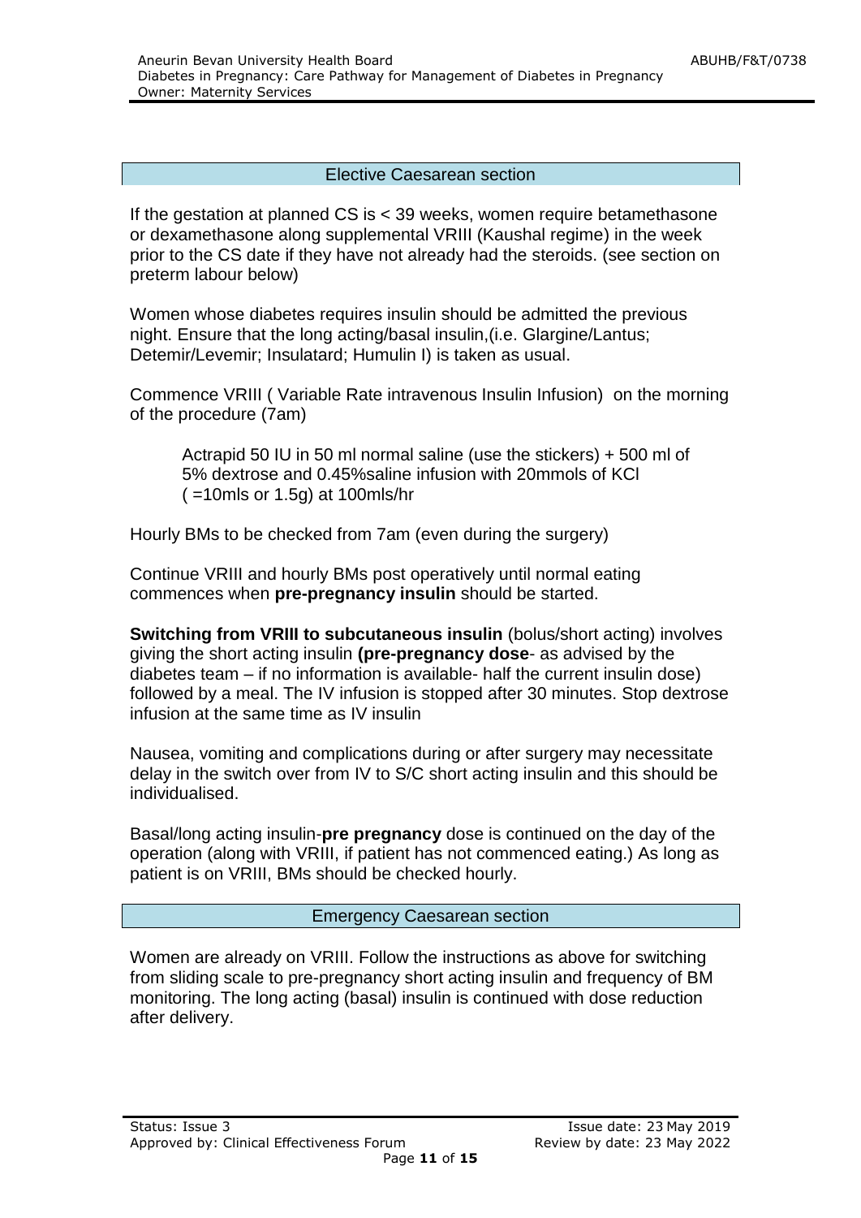## Elective Caesarean section

If the gestation at planned CS is < 39 weeks, women require betamethasone or dexamethasone along supplemental VRIII (Kaushal regime) in the week prior to the CS date if they have not already had the steroids. (see section on preterm labour below)

Women whose diabetes requires insulin should be admitted the previous night. Ensure that the long acting/basal insulin,(i.e. Glargine/Lantus; Detemir/Levemir; Insulatard; Humulin I) is taken as usual.

Commence VRIII ( Variable Rate intravenous Insulin Infusion) on the morning of the procedure (7am)

> Actrapid 50 IU in 50 ml normal saline (use the stickers) + 500 ml of 5% dextrose and 0.45%saline infusion with 20mmols of KCl ( =10mls or 1.5g) at 100mls/hr

Hourly BMs to be checked from 7am (even during the surgery)

Continue VRIII and hourly BMs post operatively until normal eating commences when **pre-pregnancy insulin** should be started.

**Switching from VRIII to subcutaneous insulin** (bolus/short acting) involves giving the short acting insulin **(pre-pregnancy dose**- as advised by the diabetes team – if no information is available- half the current insulin dose) followed by a meal. The IV infusion is stopped after 30 minutes. Stop dextrose infusion at the same time as IV insulin

Nausea, vomiting and complications during or after surgery may necessitate delay in the switch over from IV to S/C short acting insulin and this should be individualised.

Basal/long acting insulin-**pre pregnancy** dose is continued on the day of the operation (along with VRIII, if patient has not commenced eating.) As long as patient is on VRIII, BMs should be checked hourly.

## Emergency Caesarean section

Women are already on VRIII. Follow the instructions as above for switching from sliding scale to pre-pregnancy short acting insulin and frequency of BM monitoring. The long acting (basal) insulin is continued with dose reduction after delivery.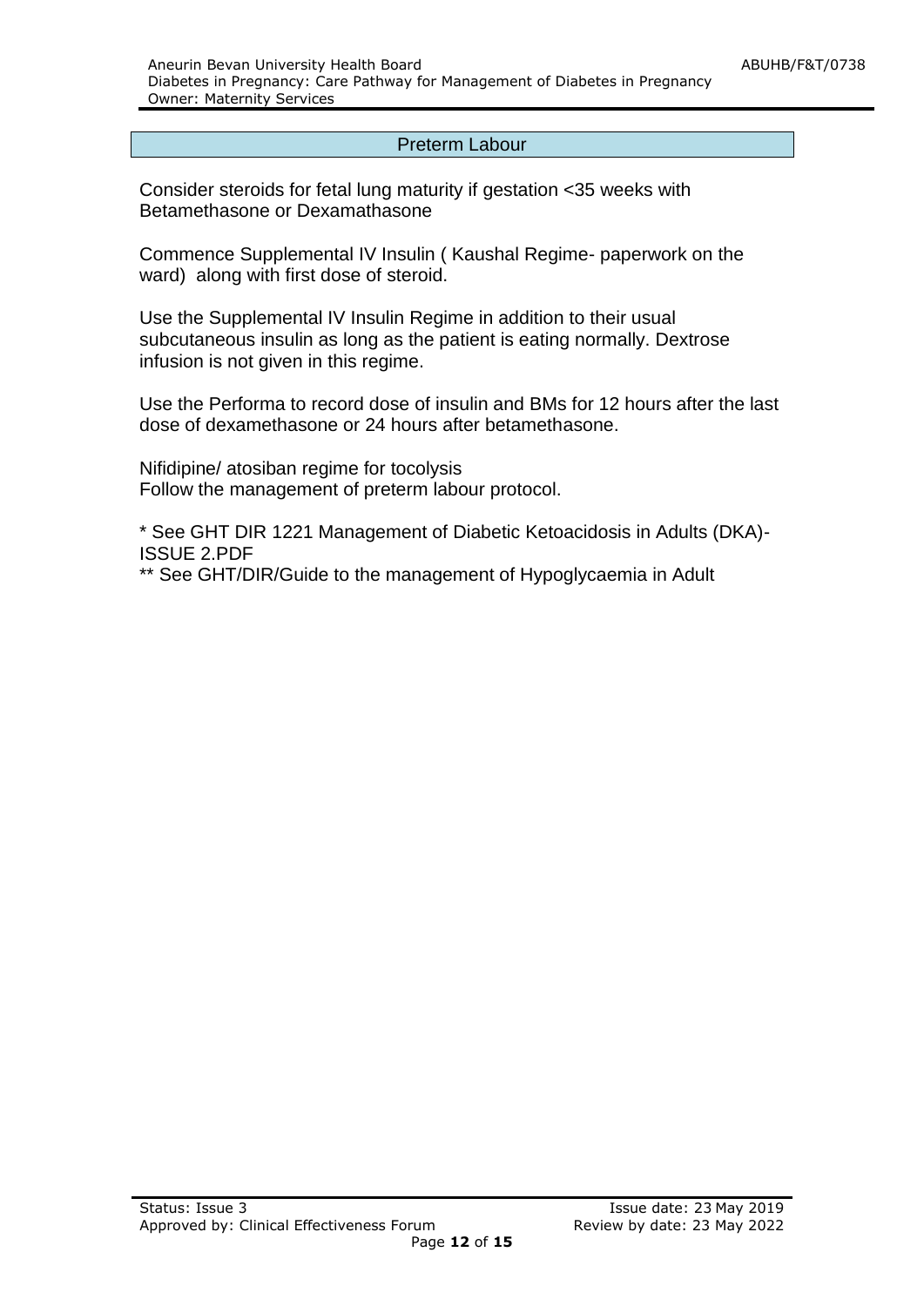## Preterm Labour

Consider steroids for fetal lung maturity if gestation <35 weeks with Betamethasone or Dexamathasone

Commence Supplemental IV Insulin ( Kaushal Regime- paperwork on the ward) along with first dose of steroid.

Use the Supplemental IV Insulin Regime in addition to their usual subcutaneous insulin as long as the patient is eating normally. Dextrose infusion is not given in this regime.

Use the Performa to record dose of insulin and BMs for 12 hours after the last dose of dexamethasone or 24 hours after betamethasone.

Nifidipine/ atosiban regime for tocolysis
Follow the management of preterm labour protocol.

* See GHT DIR 1221 Management of Diabetic Ketoacidosis in Adults (DKA)-ISSUE 2.PDF

** See GHT/DIR/Guide to the management of Hypoglycaemia in Adult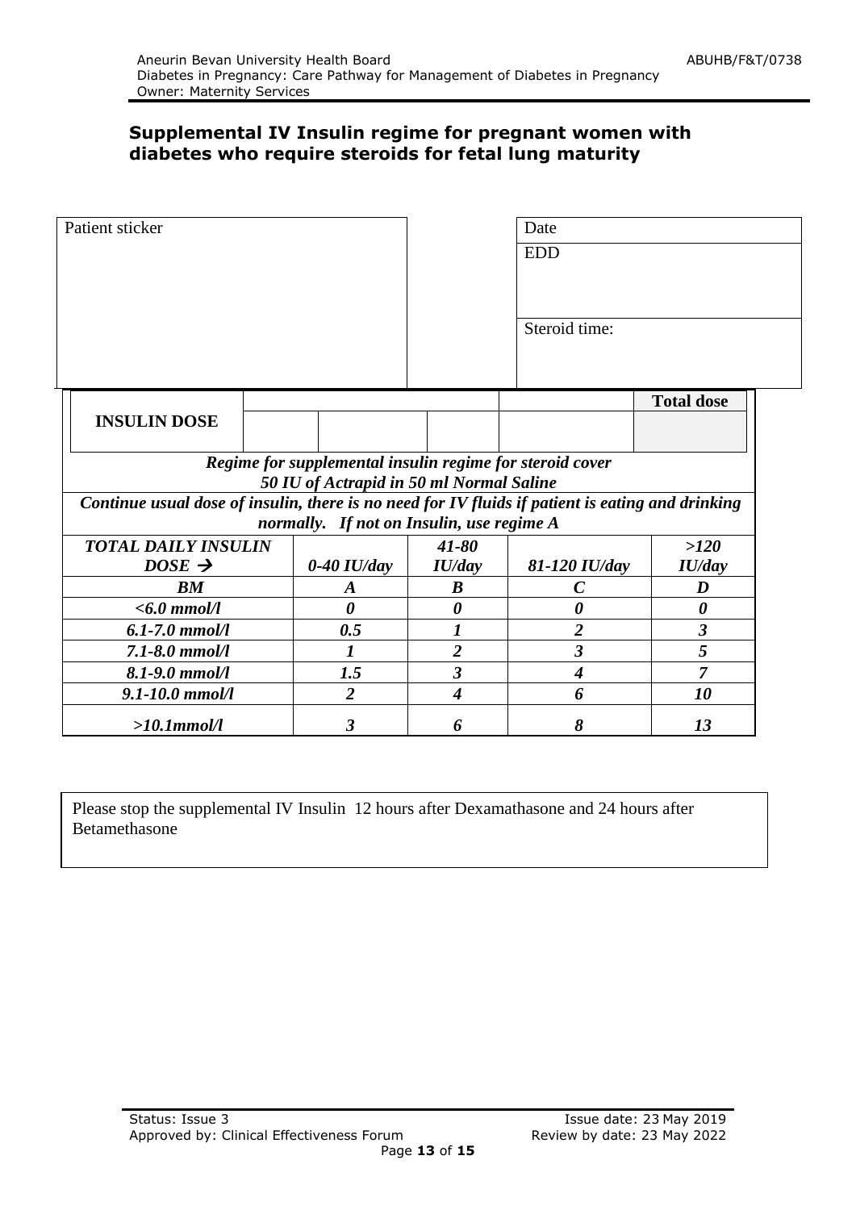## Supplemental IV Insulin regime for pregnant women with diabetes who require steroids for fetal lung maturity

| Patient sticker | | Date |
|---|---|---|
| | | EDD |
| | | Steroid time: |

| INSULIN DOSE | | | | | Total dose |
|---|---|---|---|---|---|
| | | | | | |

***Regime for supplemental insulin regime for steroid cover***
***50 IU of Actrapid in 50 ml Normal Saline***

***Continue usual dose of insulin, there is no need for IV fluids if patient is eating and drinking normally. If not on Insulin, use regime A***

| *TOTAL DAILY INSULIN DOSE →* | *0-40 IU/day* | *41-80 IU/day* | *81-120 IU/day* | *>120 IU/day* |
|---|---|---|---|---|
| ***BM*** | ***A*** | ***B*** | ***C*** | ***D*** |
| *<6.0 mmol/l* | *0* | *0* | *0* | *0* |
| *6.1-7.0 mmol/l* | *0.5* | *1* | *2* | *3* |
| *7.1-8.0 mmol/l* | *1* | *2* | *3* | *5* |
| *8.1-9.0 mmol/l* | *1.5* | *3* | *4* | *7* |
| *9.1-10.0 mmol/l* | *2* | *4* | *6* | *10* |
| *>10.1mmol/l* | *3* | *6* | *8* | *13* |

Please stop the supplemental IV Insulin 12 hours after Dexamathasone and 24 hours after Betamethasone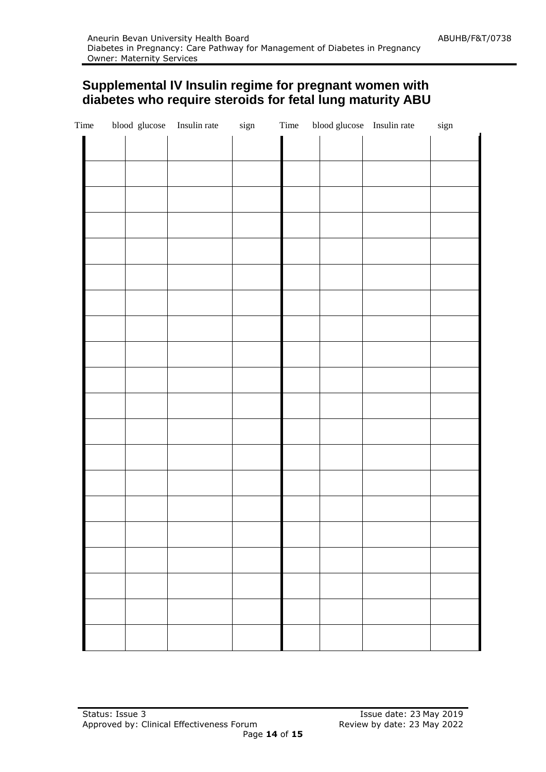## Supplemental IV Insulin regime for pregnant women with diabetes who require steroids for fetal lung maturity ABU

| Time | blood glucose | Insulin rate | sign | Time | blood glucose | Insulin rate | sign |
|---|---|---|---|---|---|---|---|
| | | | | | | | |
| | | | | | | | |
| | | | | | | | |
| | | | | | | | |
| | | | | | | | |
| | | | | | | | |
| | | | | | | | |
| | | | | | | | |
| | | | | | | | |
| | | | | | | | |
| | | | | | | | |
| | | | | | | | |
| | | | | | | | |
| | | | | | | | |
| | | | | | | | |
| | | | | | | | |
| | | | | | | | |
| | | | | | | | |
| | | | | | | | |
| | | | | | | | |